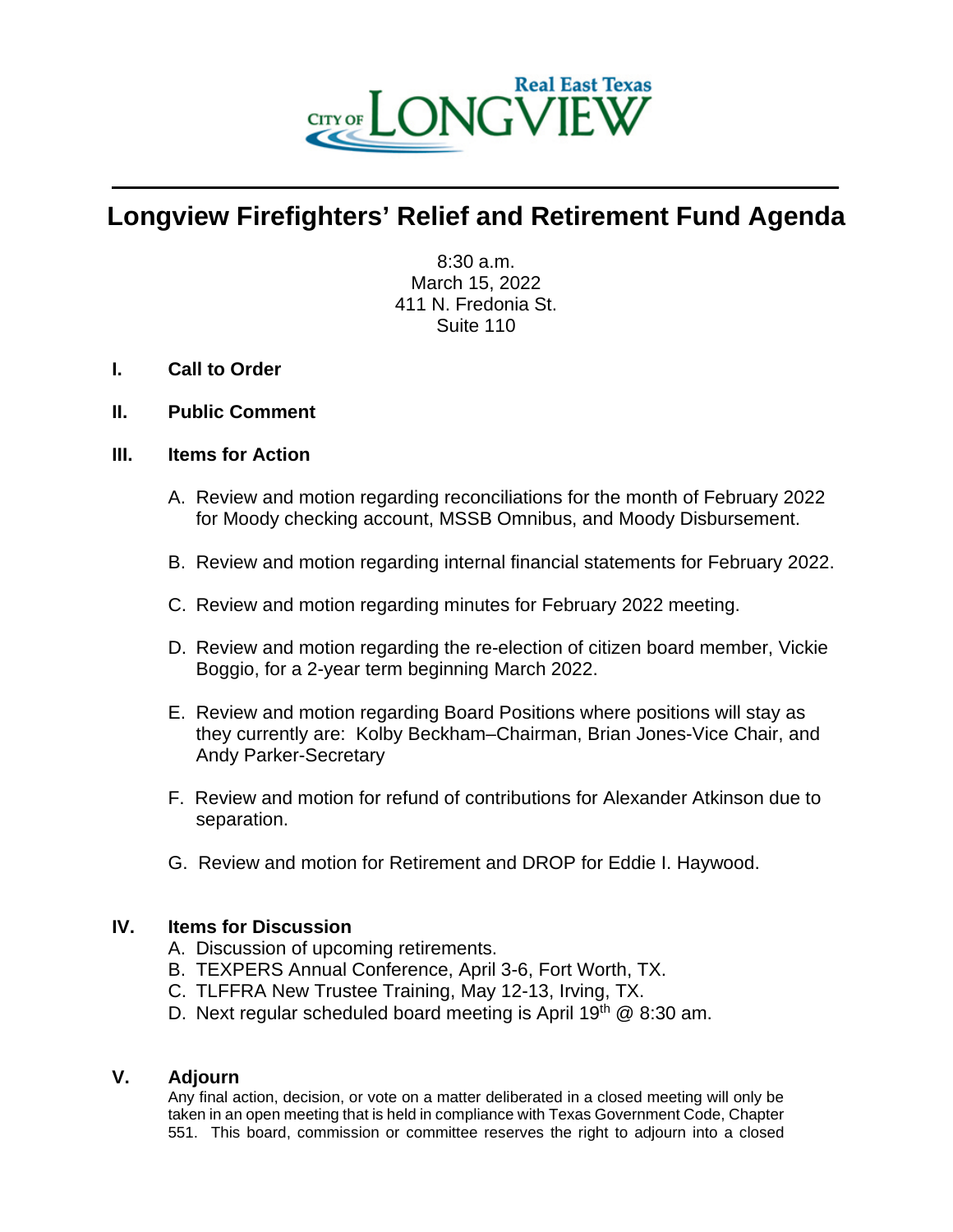CITY OF LONGVIEW
Real East Texas

# Longview Firefighters' Relief and Retirement Fund Agenda

8:30 a.m.
March 15, 2022
411 N. Fredonia St.
Suite 110

**I. Call to Order**

**II. Public Comment**

**III. Items for Action**

A. Review and motion regarding reconciliations for the month of February 2022 for Moody checking account, MSSB Omnibus, and Moody Disbursement.

B. Review and motion regarding internal financial statements for February 2022.

C. Review and motion regarding minutes for February 2022 meeting.

D. Review and motion regarding the re-election of citizen board member, Vickie Boggio, for a 2-year term beginning March 2022.

E. Review and motion regarding Board Positions where positions will stay as they currently are: Kolby Beckham–Chairman, Brian Jones-Vice Chair, and Andy Parker-Secretary

F. Review and motion for refund of contributions for Alexander Atkinson due to separation.

G. Review and motion for Retirement and DROP for Eddie I. Haywood.

**IV. Items for Discussion**

A. Discussion of upcoming retirements.
B. TEXPERS Annual Conference, April 3-6, Fort Worth, TX.
C. TLFFRA New Trustee Training, May 12-13, Irving, TX.
D. Next regular scheduled board meeting is April 19th @ 8:30 am.

**V. Adjourn**

Any final action, decision, or vote on a matter deliberated in a closed meeting will only be taken in an open meeting that is held in compliance with Texas Government Code, Chapter 551. This board, commission or committee reserves the right to adjourn into a closed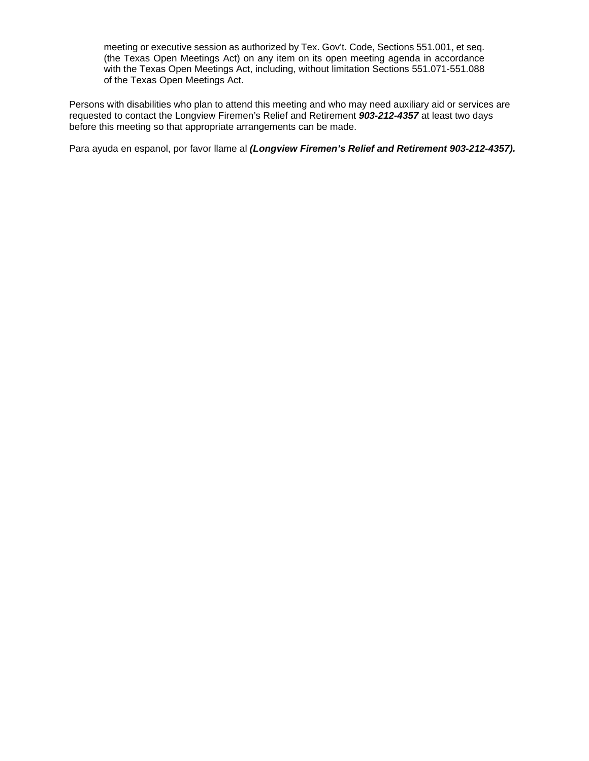meeting or executive session as authorized by Tex. Gov't. Code, Sections 551.001, et seq. (the Texas Open Meetings Act) on any item on its open meeting agenda in accordance with the Texas Open Meetings Act, including, without limitation Sections 551.071-551.088 of the Texas Open Meetings Act.

Persons with disabilities who plan to attend this meeting and who may need auxiliary aid or services are requested to contact the Longview Firemen's Relief and Retirement ***903-212-4357*** at least two days before this meeting so that appropriate arrangements can be made.

Para ayuda en espanol, por favor llame al ***(Longview Firemen's Relief and Retirement 903-212-4357).***